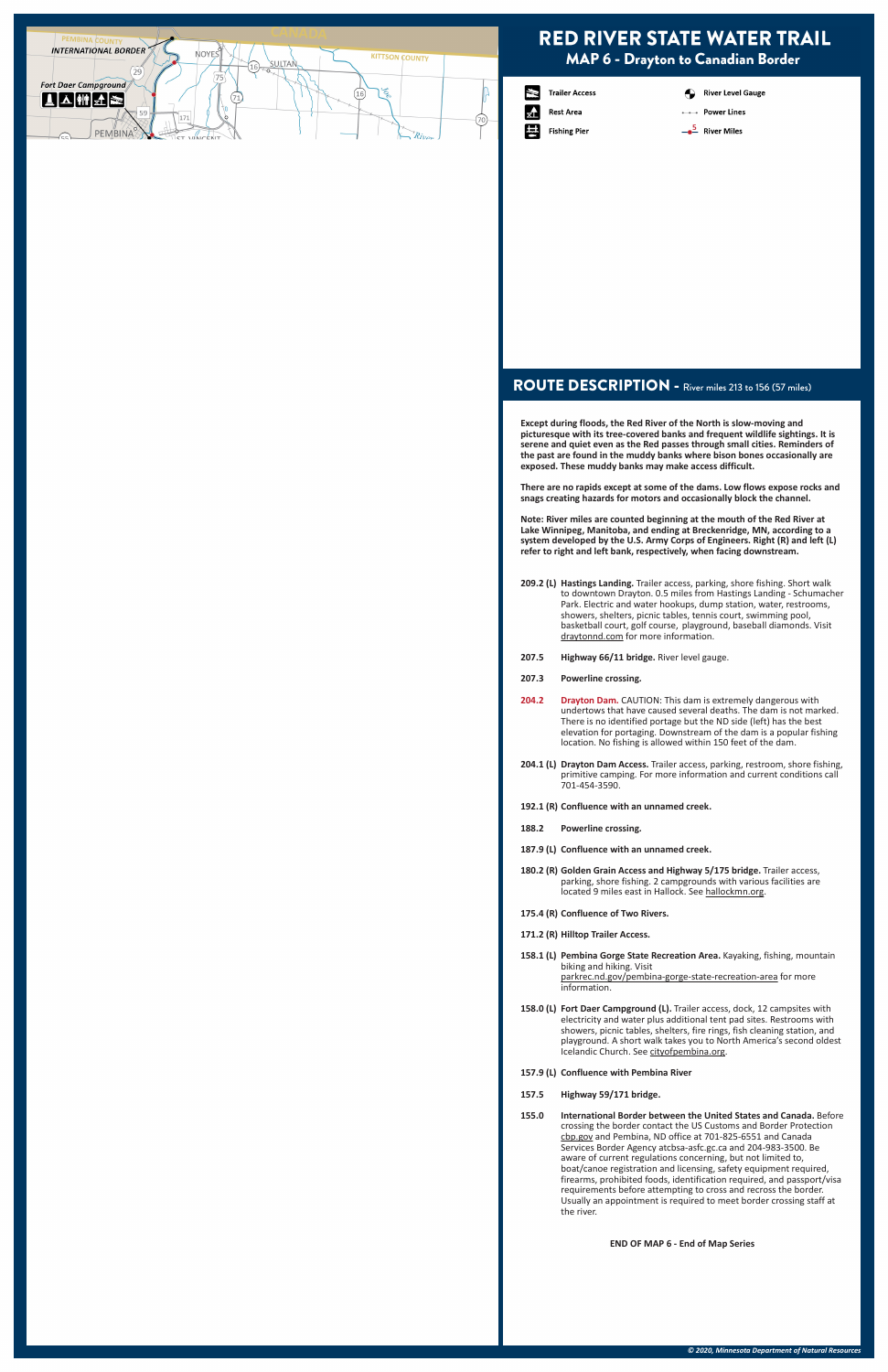# RED RIVER STATE WATER TRAIL

## MAP 6 - Drayton to Canadian Border

Trailer Access

Rest Area

Fishing Pier

River Level Gauge

Power Lines

River Miles

## ROUTE DESCRIPTION - River miles 213 to 156 (57 miles)

**Except during floods, the Red River of the North is slow-moving and picturesque with its tree-covered banks and frequent wildlife sightings. It is serene and quiet even as the Red passes through small cities. Reminders of the past are found in the muddy banks where bison bones occasionally are exposed. These muddy banks may make access difficult.**

**There are no rapids except at some of the dams. Low flows expose rocks and snags creating hazards for motors and occasionally block the channel.**

**Note: River miles are counted beginning at the mouth of the Red River at Lake Winnipeg, Manitoba, and ending at Breckenridge, MN, according to a system developed by the U.S. Army Corps of Engineers. Right (R) and left (L) refer to right and left bank, respectively, when facing downstream.**

**209.2 (L) Hastings Landing.** Trailer access, parking, shore fishing. Short walk to downtown Drayton. 0.5 miles from Hastings Landing - Schumacher Park. Electric and water hookups, dump station, water, restrooms, showers, shelters, picnic tables, tennis court, swimming pool, basketball court, golf course, playground, baseball diamonds. Visit draytonnd.com for more information.

**207.5 Highway 66/11 bridge.** River level gauge.

**207.3 Powerline crossing.**

**204.2 Drayton Dam.** CAUTION: This dam is extremely dangerous with undertows that have caused several deaths. The dam is not marked. There is no identified portage but the ND side (left) has the best elevation for portaging. Downstream of the dam is a popular fishing location. No fishing is allowed within 150 feet of the dam.

**204.1 (L) Drayton Dam Access.** Trailer access, parking, restroom, shore fishing, primitive camping. For more information and current conditions call 701-454-3590.

**192.1 (R) Confluence with an unnamed creek.**

**188.2 Powerline crossing.**

**187.9 (L) Confluence with an unnamed creek.**

**180.2 (R) Golden Grain Access and Highway 5/175 bridge.** Trailer access, parking, shore fishing. 2 campgrounds with various facilities are located 9 miles east in Hallock. See hallockmn.org.

**175.4 (R) Confluence of Two Rivers.**

**171.2 (R) Hilltop Trailer Access.**

**158.1 (L) Pembina Gorge State Recreation Area.** Kayaking, fishing, mountain biking and hiking. Visit parkrec.nd.gov/pembina-gorge-state-recreation-area for more information.

**158.0 (L) Fort Daer Campground (L).** Trailer access, dock, 12 campsites with electricity and water plus additional tent pad sites. Restrooms with showers, picnic tables, shelters, fire rings, fish cleaning station, and playground. A short walk takes you to North America's second oldest Icelandic Church. See cityofpembina.org.

**157.9 (L) Confluence with Pembina River**

**157.5 Highway 59/171 bridge.**

**155.0 International Border between the United States and Canada.** Before crossing the border contact the US Customs and Border Protection cbp.gov and Pembina, ND office at 701-825-6551 and Canada Services Border Agency atcbsa-asfc.gc.ca and 204-983-3500. Be aware of current regulations concerning, but not limited to, boat/canoe registration and licensing, safety equipment required, firearms, prohibited foods, identification required, and passport/visa requirements before attempting to cross and recross the border. Usually an appointment is required to meet border crossing staff at the river.

**END OF MAP 6 - End of Map Series**

*© 2020, Minnesota Department of Natural Resources*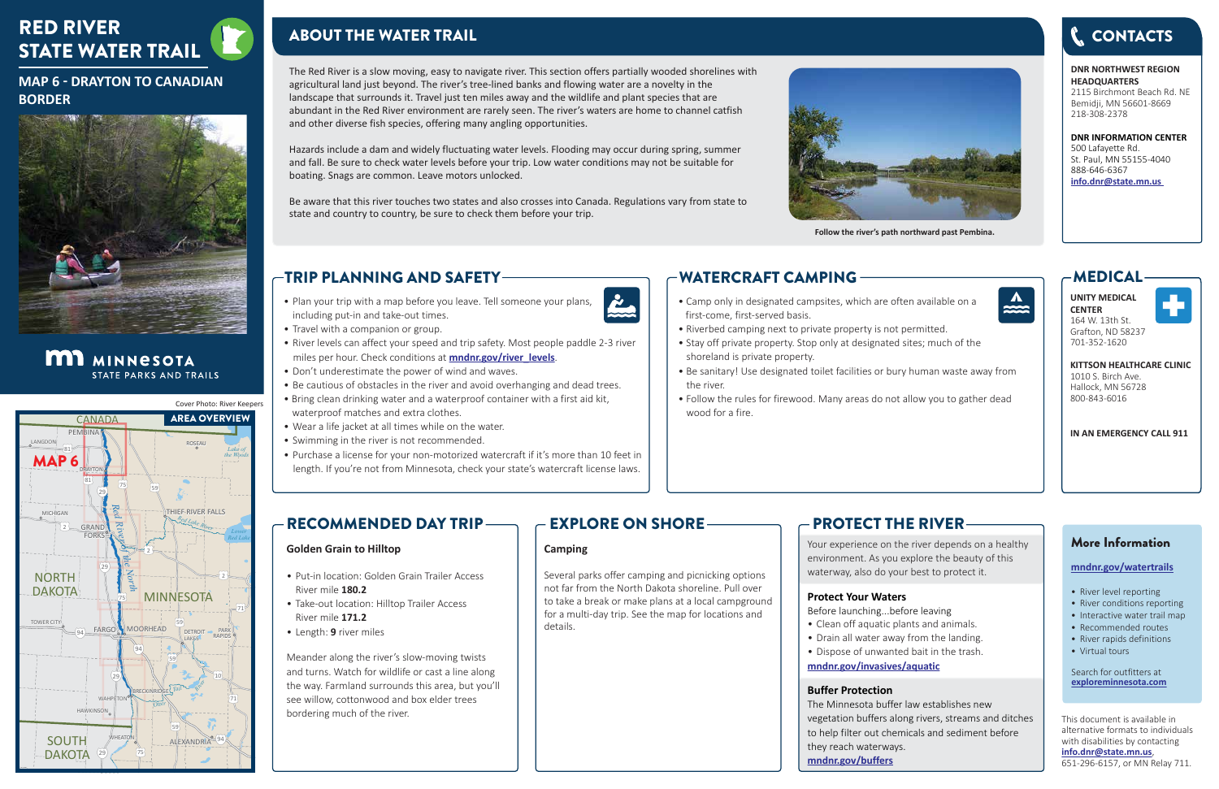# RED RIVER STATE WATER TRAIL

## MAP 6 - DRAYTON TO CANADIAN BORDER

MINNESOTA STATE PARKS AND TRAILS

Cover Photo: River Keepers

AREA OVERVIEW

CANADA
PEMBINA
LANGDON
MAP 6
DRAYTON
ROSEAU
Lake of the Woods
MICHIGAN
GRAND FORKS
THIEF RIVER FALLS
Red Lake River
Lower Red Lake
Red River of the North
NORTH DAKOTA
MINNESOTA
TOWER CITY
FARGO
MOORHEAD
DETROIT LAKES
PARK RAPIDS
WAHPETON
BRECKINRIDGE
HAWKINSON
SOUTH DAKOTA
WHEATON
ALEXANDRIA

## ABOUT THE WATER TRAIL

The Red River is a slow moving, easy to navigate river. This section offers partially wooded shorelines with agricultural land just beyond. The river's tree-lined banks and flowing water are a novelty in the landscape that surrounds it. Travel just ten miles away and the wildlife and plant species that are abundant in the Red River environment are rarely seen. The river's waters are home to channel catfish and other diverse fish species, offering many angling opportunities.

Hazards include a dam and widely fluctuating water levels. Flooding may occur during spring, summer and fall. Be sure to check water levels before your trip. Low water conditions may not be suitable for boating. Snags are common. Leave motors unlocked.

Be aware that this river touches two states and also crosses into Canada. Regulations vary from state to state and country to country, be sure to check them before your trip.

Follow the river's path northward past Pembina.

## CONTACTS

**DNR NORTHWEST REGION HEADQUARTERS**
2115 Birchmont Beach Rd. NE
Bemidji, MN 56601-8669
218-308-2378

**DNR INFORMATION CENTER**
500 Lafayette Rd.
St. Paul, MN 55155-4040
888-646-6367
info.dnr@state.mn.us

## TRIP PLANNING AND SAFETY

- Plan your trip with a map before you leave. Tell someone your plans, including put-in and take-out times.
- Travel with a companion or group.
- River levels can affect your speed and trip safety. Most people paddle 2-3 river miles per hour. Check conditions at mndnr.gov/river_levels.
- Don't underestimate the power of wind and waves.
- Be cautious of obstacles in the river and avoid overhanging and dead trees.
- Bring clean drinking water and a waterproof container with a first aid kit, waterproof matches and extra clothes.
- Wear a life jacket at all times while on the water.
- Swimming in the river is not recommended.
- Purchase a license for your non-motorized watercraft if it's more than 10 feet in length. If you're not from Minnesota, check your state's watercraft license laws.

## WATERCRAFT CAMPING

- Camp only in designated campsites, which are often available on a first-come, first-served basis.
- Riverbed camping next to private property is not permitted.
- Stay off private property. Stop only at designated sites; much of the shoreland is private property.
- Be sanitary! Use designated toilet facilities or bury human waste away from the river.
- Follow the rules for firewood. Many areas do not allow you to gather dead wood for a fire.

## MEDICAL

**UNITY MEDICAL CENTER**
164 W. 13th St.
Grafton, ND 58237
701-352-1620

**KITTSON HEALTHCARE CLINIC**
1010 S. Birch Ave.
Hallock, MN 56728
800-843-6016

**IN AN EMERGENCY CALL 911**

## RECOMMENDED DAY TRIP

### Golden Grain to Hilltop

- Put-in location: Golden Grain Trailer Access River mile **180.2**
- Take-out location: Hilltop Trailer Access River mile **171.2**
- Length: **9** river miles

Meander along the river's slow-moving twists and turns. Watch for wildlife or cast a line along the way. Farmland surrounds this area, but you'll see willow, cottonwood and box elder trees bordering much of the river.

## EXPLORE ON SHORE

### Camping

Several parks offer camping and picnicking options not far from the North Dakota shoreline. Pull over to take a break or make plans at a local campground for a multi-day trip. See the map for locations and details.

## PROTECT THE RIVER

Your experience on the river depends on a healthy environment. As you explore the beauty of this waterway, also do your best to protect it.

### Protect Your Waters

Before launching...before leaving

- Clean off aquatic plants and animals.
- Drain all water away from the landing.
- Dispose of unwanted bait in the trash.

mndnr.gov/invasives/aquatic

### Buffer Protection

The Minnesota buffer law establishes new vegetation buffers along rivers, streams and ditches to help filter out chemicals and sediment before they reach waterways.
mndnr.gov/buffers

## More Information

mndnr.gov/watertrails

- River level reporting
- River conditions reporting
- Interactive water trail map
- Recommended routes
- River rapids definitions
- Virtual tours

Search for outfitters at exploreminnesota.com

This document is available in alternative formats to individuals with disabilities by contacting info.dnr@state.mn.us, 651-296-6157, or MN Relay 711.